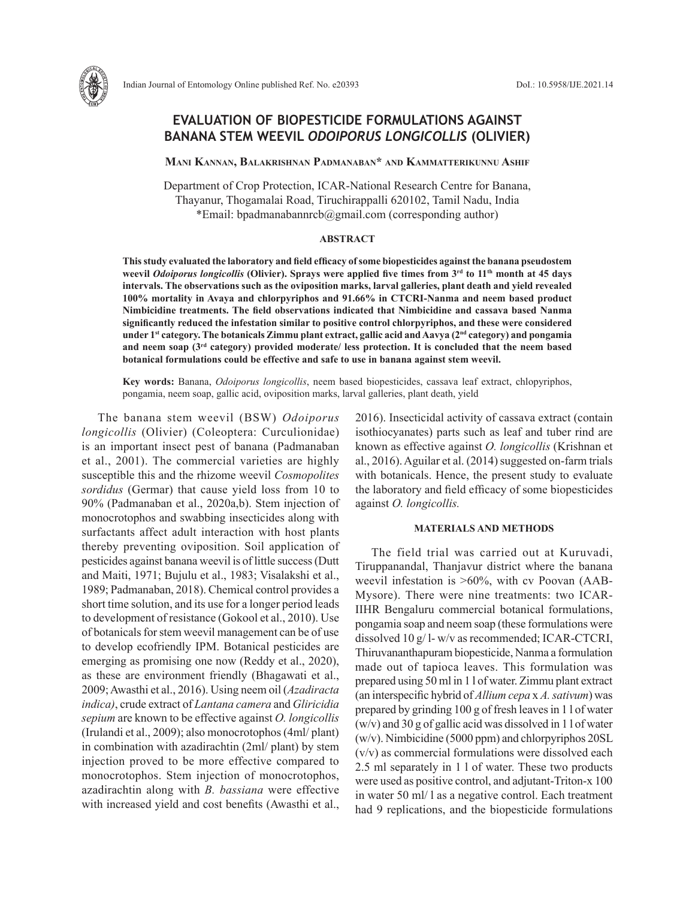# EVALUATION OF BIOPESTICIDE FORMULATIONS AGAINST BANANA STEM WEEVIL *ODOIPORUS LONGICOLLIS* (OLIVIER)

**Mani Kannan, Balakrishnan Padmanaban\* and Kammatterikunnu Ashif**

Department of Crop Protection, ICAR-National Research Centre for Banana, Thayanur, Thogamalai Road, Tiruchirappalli 620102, Tamil Nadu, India
\*Email: bpadmanabannrcb@gmail.com (corresponding author)

## ABSTRACT

**This study evaluated the laboratory and field efficacy of some biopesticides against the banana pseudostem weevil *Odoiporus longicollis* (Olivier). Sprays were applied five times from 3[rd] to 11[th] month at 45 days intervals. The observations such as the oviposition marks, larval galleries, plant death and yield revealed 100% mortality in Avaya and chlorpyriphos and 91.66% in CTCRI-Nanma and neem based product Nimbicidine treatments. The field observations indicated that Nimbicidine and cassava based Nanma significantly reduced the infestation similar to positive control chlorpyriphos, and these were considered under 1[st] category. The botanicals Zimmu plant extract, gallic acid and Aavya (2[nd] category) and pongamia and neem soap (3[rd] category) provided moderate/ less protection. It is concluded that the neem based botanical formulations could be effective and safe to use in banana against stem weevil.**

**Key words:** Banana, *Odoiporus longicollis*, neem based biopesticides, cassava leaf extract, chlopyriphos, pongamia, neem soap, gallic acid, oviposition marks, larval galleries, plant death, yield

The banana stem weevil (BSW) *Odoiporus longicollis* (Olivier) (Coleoptera: Curculionidae) is an important insect pest of banana (Padmanaban et al., 2001). The commercial varieties are highly susceptible this and the rhizome weevil *Cosmopolites sordidus* (Germar) that cause yield loss from 10 to 90% (Padmanaban et al., 2020a,b). Stem injection of monocrotophos and swabbing insecticides along with surfactants affect adult interaction with host plants thereby preventing oviposition. Soil application of pesticides against banana weevil is of little success (Dutt and Maiti, 1971; Bujulu et al., 1983; Visalakshi et al., 1989; Padmanaban, 2018). Chemical control provides a short time solution, and its use for a longer period leads to development of resistance (Gokool et al., 2010). Use of botanicals for stem weevil management can be of use to develop ecofriendly IPM. Botanical pesticides are emerging as promising one now (Reddy et al., 2020), as these are environment friendly (Bhagawati et al., 2009; Awasthi et al., 2016). Using neem oil (*Azadiracta indica)*, crude extract of *Lantana camera* and *Gliricidia sepium* are known to be effective against *O. longicollis* (Irulandi et al., 2009); also monocrotophos (4ml/ plant) in combination with azadirachtin (2ml/ plant) by stem injection proved to be more effective compared to monocrotophos. Stem injection of monocrotophos, azadirachtin along with *B. bassiana* were effective with increased yield and cost benefits (Awasthi et al., 2016). Insecticidal activity of cassava extract (contain isothiocyanates) parts such as leaf and tuber rind are known as effective against *O. longicollis* (Krishnan et al., 2016). Aguilar et al. (2014) suggested on-farm trials with botanicals. Hence, the present study to evaluate the laboratory and field efficacy of some biopesticides against *O. longicollis.*

## MATERIALS AND METHODS

The field trial was carried out at Kuruvadi, Tiruppanandal, Thanjavur district where the banana weevil infestation is >60%, with cv Poovan (AAB-Mysore). There were nine treatments: two ICAR-IIHR Bengaluru commercial botanical formulations, pongamia soap and neem soap (these formulations were dissolved 10 g/ l- w/v as recommended; ICAR-CTCRI, Thiruvananthapuram biopesticide, Nanma a formulation made out of tapioca leaves. This formulation was prepared using 50 ml in 1 l of water. Zimmu plant extract (an interspecific hybrid of *Allium cepa* x *A. sativum*) was prepared by grinding 100 g of fresh leaves in 1 l of water (w/v) and 30 g of gallic acid was dissolved in 1 l of water (w/v). Nimbicidine (5000 ppm) and chlorpyriphos 20SL (v/v) as commercial formulations were dissolved each 2.5 ml separately in 1 l of water. These two products were used as positive control, and adjutant-Triton-x 100 in water 50 ml/ l as a negative control. Each treatment had 9 replications, and the biopesticide formulations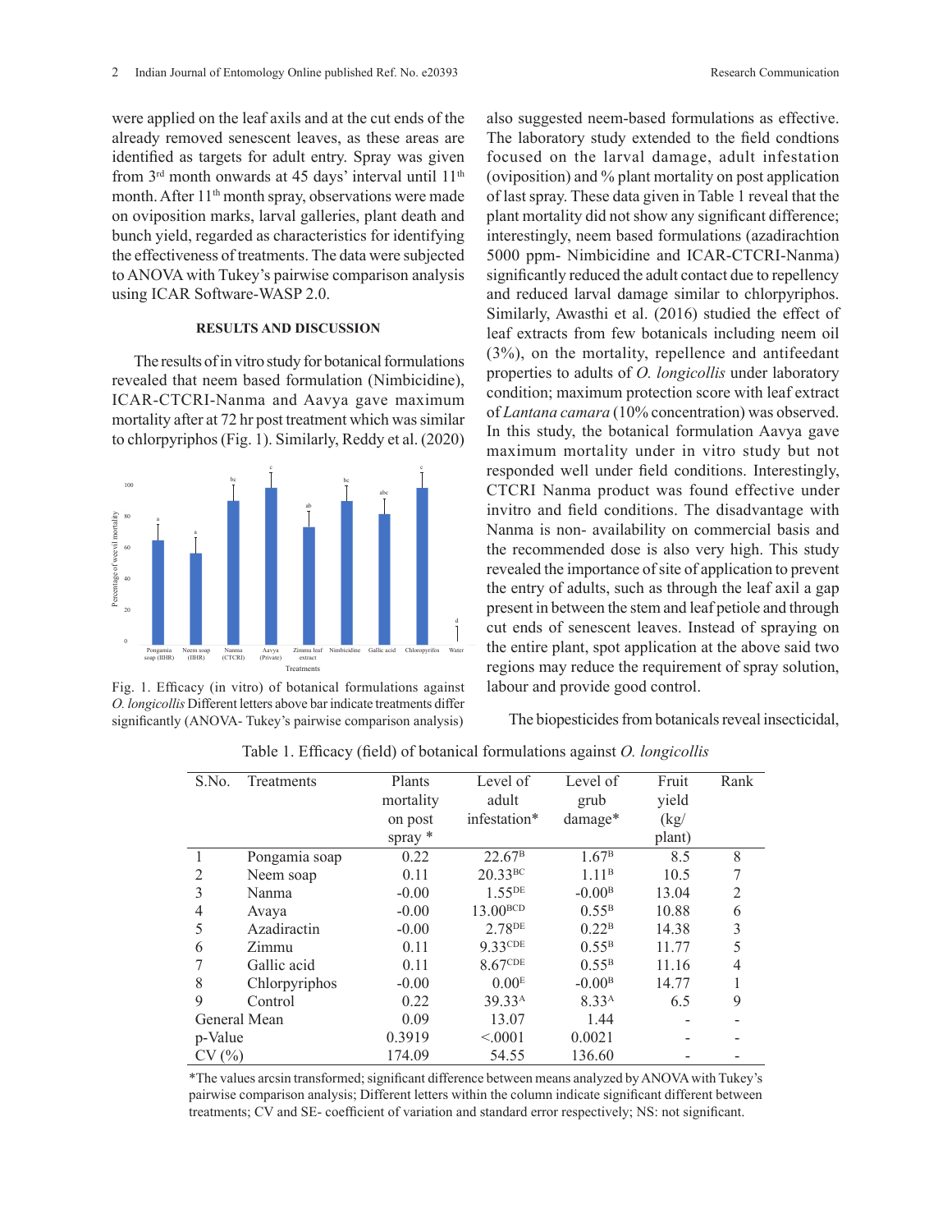were applied on the leaf axils and at the cut ends of the already removed senescent leaves, as these areas are identified as targets for adult entry. Spray was given from 3rd month onwards at 45 days' interval until 11th month. After 11th month spray, observations were made on oviposition marks, larval galleries, plant death and bunch yield, regarded as characteristics for identifying the effectiveness of treatments. The data were subjected to ANOVA with Tukey's pairwise comparison analysis using ICAR Software-WASP 2.0.

## RESULTS AND DISCUSSION

The results of in vitro study for botanical formulations revealed that neem based formulation (Nimbicidine), ICAR-CTCRI-Nanma and Aavya gave maximum mortality after at 72 hr post treatment which was similar to chlorpyriphos (Fig. 1). Similarly, Reddy et al. (2020) also suggested neem-based formulations as effective. The laboratory study extended to the field condtions focused on the larval damage, adult infestation (oviposition) and % plant mortality on post application of last spray. These data given in Table 1 reveal that the plant mortality did not show any significant difference; interestingly, neem based formulations (azadirachtion 5000 ppm- Nimbicidine and ICAR-CTCRI-Nanma) significantly reduced the adult contact due to repellency and reduced larval damage similar to chlorpyriphos. Similarly, Awasthi et al. (2016) studied the effect of leaf extracts from few botanicals including neem oil (3%), on the mortality, repellence and antifeedant properties to adults of *O. longicollis* under laboratory condition; maximum protection score with leaf extract of *Lantana camara* (10% concentration) was observed. In this study, the botanical formulation Aavya gave maximum mortality under in vitro study but not responded well under field conditions. Interestingly, CTCRI Nanma product was found effective under invitro and field conditions. The disadvantage with Nanma is non- availability on commercial basis and the recommended dose is also very high. This study revealed the importance of site of application to prevent the entry of adults, such as through the leaf axil a gap present in between the stem and leaf petiole and through cut ends of senescent leaves. Instead of spraying on the entire plant, spot application at the above said two regions may reduce the requirement of spray solution, labour and provide good control.

Fig. 1. Efficacy (in vitro) of botanical formulations against *O. longicollis* Different letters above bar indicate treatments differ significantly (ANOVA- Tukey's pairwise comparison analysis)

The biopesticides from botanicals reveal insecticidal,

Table 1. Efficacy (field) of botanical formulations against *O. longicollis*

| S.No. | Treatments | Plants mortality on post spray * | Level of adult infestation* | Level of grub damage* | Fruit yield (kg/ plant) | Rank |
|---|---|---|---|---|---|---|
| 1 | Pongamia soap | 0.22 | 22.67$^{B}$ | 1.67$^{B}$ | 8.5 | 8 |
| 2 | Neem soap | 0.11 | 20.33$^{BC}$ | 1.11$^{B}$ | 10.5 | 7 |
| 3 | Nanma | -0.00 | 1.55$^{DE}$ | -0.00$^{B}$ | 13.04 | 2 |
| 4 | Avaya | -0.00 | 13.00$^{BCD}$ | 0.55$^{B}$ | 10.88 | 6 |
| 5 | Azadiractin | -0.00 | 2.78$^{DE}$ | 0.22$^{B}$ | 14.38 | 3 |
| 6 | Zimmu | 0.11 | 9.33$^{CDE}$ | 0.55$^{B}$ | 11.77 | 5 |
| 7 | Gallic acid | 0.11 | 8.67$^{CDE}$ | 0.55$^{B}$ | 11.16 | 4 |
| 8 | Chlorpyriphos | -0.00 | 0.00$^{E}$ | -0.00$^{B}$ | 14.77 | 1 |
| 9 | Control | 0.22 | 39.33$^{A}$ | 8.33$^{A}$ | 6.5 | 9 |
| General Mean | | 0.09 | 13.07 | 1.44 | - | - |
| p-Value | | 0.3919 | <.0001 | 0.0021 | - | - |
| CV (%) | | 174.09 | 54.55 | 136.60 | - | - |

*The values arcsin transformed; significant difference between means analyzed by ANOVA with Tukey's pairwise comparison analysis; Different letters within the column indicate significant different between treatments; CV and SE- coefficient of variation and standard error respectively; NS: not significant.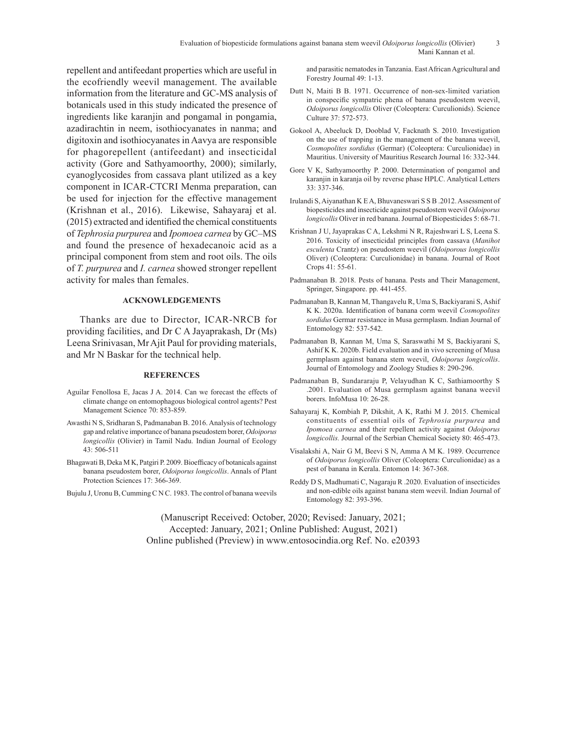repellent and antifeedant properties which are useful in the ecofriendly weevil management. The available information from the literature and GC-MS analysis of botanicals used in this study indicated the presence of ingredients like karanjin and pongamal in pongamia, azadirachtin in neem, isothiocyanates in nanma; and digitoxin and isothiocyanates in Aavya are responsible for phagorepellent (antifeedant) and insecticidal activity (Gore and Sathyamoorthy, 2000); similarly, cyanoglycosides from cassava plant utilized as a key component in ICAR-CTCRI Menma preparation, can be used for injection for the effective management (Krishnan et al., 2016). Likewise, Sahayaraj et al. (2015) extracted and identified the chemical constituents of *Tephrosia purpurea* and *Ipomoea carnea* by GC–MS and found the presence of hexadecanoic acid as a principal component from stem and root oils. The oils of *T. purpurea* and *I. carnea* showed stronger repellent activity for males than females.

## ACKNOWLEDGEMENTS

Thanks are due to Director, ICAR-NRCB for providing facilities, and Dr C A Jayaprakash, Dr (Ms) Leena Srinivasan, Mr Ajit Paul for providing materials, and Mr N Baskar for the technical help.

## REFERENCES

Aguilar Fenollosa E, Jacas J A. 2014. Can we forecast the effects of climate change on entomophagous biological control agents? Pest Management Science 70: 853-859.

Awasthi N S, Sridharan S, Padmanaban B. 2016. Analysis of technology gap and relative importance of banana pseudostem borer, *Odoiporus longicollis* (Olivier) in Tamil Nadu. Indian Journal of Ecology 43: 506-511

Bhagawati B, Deka M K, Patgiri P. 2009. Bioefficacy of botanicals against banana pseudostem borer, *Odoiporus longicollis*. Annals of Plant Protection Sciences 17: 366-369.

Bujulu J, Uronu B, Cumming C N C. 1983. The control of banana weevils and parasitic nematodes in Tanzania. East African Agricultural and Forestry Journal 49: 1-13.

Dutt N, Maiti B B. 1971. Occurrence of non-sex-limited variation in conspecific sympatric phena of banana pseudostem weevil, *Odoiporus longicollis* Oliver (Coleoptera: Curculionids). Science Culture 37: 572-573.

Gokool A, Abeeluck D, Dooblad V, Facknath S. 2010. Investigation on the use of trapping in the management of the banana weevil, *Cosmopolites sordidus* (Germar) (Coleoptera: Curculionidae) in Mauritius. University of Mauritius Research Journal 16: 332-344.

Gore V K, Sathyamoorthy P. 2000. Determination of pongamol and karanjin in karanja oil by reverse phase HPLC. Analytical Letters 33: 337-346.

Irulandi S, Aiyanathan K E A, Bhuvaneswari S S B .2012. Assessment of biopesticides and insecticide against pseudostem weevil *Odoiporus longicollis* Oliver in red banana. Journal of Biopesticides 5: 68-71.

Krishnan J U, Jayaprakas C A, Lekshmi N R, Rajeshwari L S, Leena S. 2016. Toxicity of insecticidal principles from cassava (*Manihot esculenta* Crantz) on pseudostem weevil (*Odoiporus longicollis* Oliver) (Coleoptera: Curculionidae) in banana. Journal of Root Crops 41: 55-61.

Padmanaban B. 2018. Pests of banana. Pests and Their Management, Springer, Singapore. pp. 441-455.

Padmanaban B, Kannan M, Thangavelu R, Uma S, Backiyarani S, Ashif K K. 2020a. Identification of banana corm weevil *Cosmopolites sordidus* Germar resistance in Musa germplasm. Indian Journal of Entomology 82: 537-542.

Padmanaban B, Kannan M, Uma S, Saraswathi M S, Backiyarani S, Ashif K K. 2020b. Field evaluation and in vivo screening of Musa germplasm against banana stem weevil, *Odoiporus longicollis*. Journal of Entomology and Zoology Studies 8: 290-296.

Padmanaban B, Sundararaju P, Velayudhan K C, Sathiamoorthy S .2001. Evaluation of Musa germplasm against banana weevil borers. InfoMusa 10: 26-28.

Sahayaraj K, Kombiah P, Dikshit, A K, Rathi M J. 2015. Chemical constituents of essential oils of *Tephrosia purpurea* and *Ipomoea carnea* and their repellent activity against *Odoiporus longicollis.* Journal of the Serbian Chemical Society 80: 465-473.

Visalakshi A, Nair G M, Beevi S N, Amma A M K. 1989. Occurrence of *Odoiporus longicollis* Oliver (Coleoptera: Curculionidae) as a pest of banana in Kerala. Entomon 14: 367-368.

Reddy D S, Madhumati C, Nagaraju R .2020. Evaluation of insecticides and non-edible oils against banana stem weevil. Indian Journal of Entomology 82: 393-396.

(Manuscript Received: October, 2020; Revised: January, 2021; Accepted: January, 2021; Online Published: August, 2021)
Online published (Preview) in www.entosocindia.org Ref. No. e20393